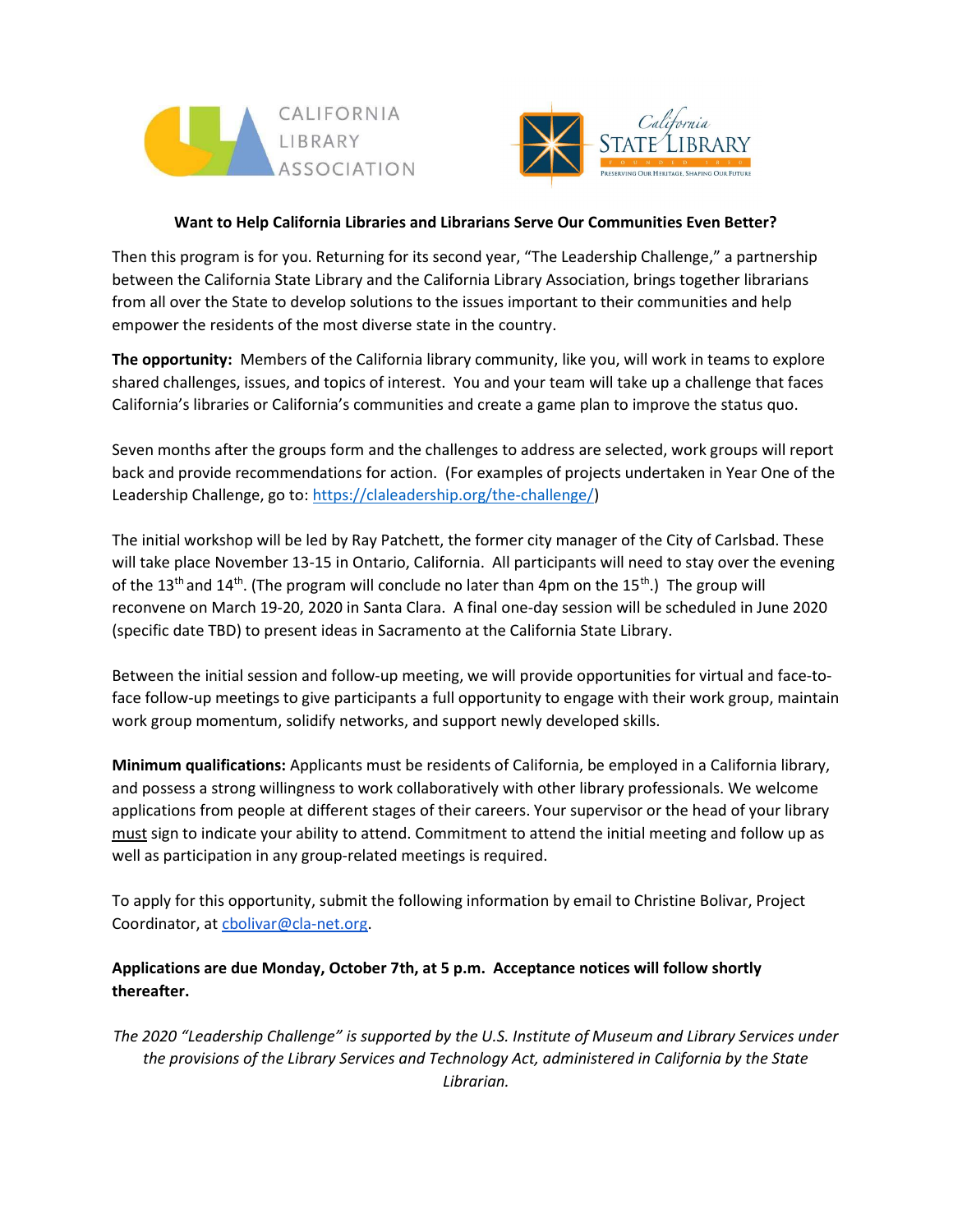CALIFORNIA LIBRARY ASSOCIATION

California STATE LIBRARY
FOUNDED 1850
PRESERVING OUR HERITAGE, SHAPING OUR FUTURE

**Want to Help California Libraries and Librarians Serve Our Communities Even Better?**

Then this program is for you. Returning for its second year, "The Leadership Challenge," a partnership between the California State Library and the California Library Association, brings together librarians from all over the State to develop solutions to the issues important to their communities and help empower the residents of the most diverse state in the country.

**The opportunity:** Members of the California library community, like you, will work in teams to explore shared challenges, issues, and topics of interest. You and your team will take up a challenge that faces California's libraries or California's communities and create a game plan to improve the status quo.

Seven months after the groups form and the challenges to address are selected, work groups will report back and provide recommendations for action. (For examples of projects undertaken in Year One of the Leadership Challenge, go to: https://claleadership.org/the-challenge/)

The initial workshop will be led by Ray Patchett, the former city manager of the City of Carlsbad. These will take place November 13-15 in Ontario, California. All participants will need to stay over the evening of the 13th and 14th. (The program will conclude no later than 4pm on the 15th.) The group will reconvene on March 19-20, 2020 in Santa Clara. A final one-day session will be scheduled in June 2020 (specific date TBD) to present ideas in Sacramento at the California State Library.

Between the initial session and follow-up meeting, we will provide opportunities for virtual and face-to-face follow-up meetings to give participants a full opportunity to engage with their work group, maintain work group momentum, solidify networks, and support newly developed skills.

**Minimum qualifications:** Applicants must be residents of California, be employed in a California library, and possess a strong willingness to work collaboratively with other library professionals. We welcome applications from people at different stages of their careers. Your supervisor or the head of your library must sign to indicate your ability to attend. Commitment to attend the initial meeting and follow up as well as participation in any group-related meetings is required.

To apply for this opportunity, submit the following information by email to Christine Bolivar, Project Coordinator, at cbolivar@cla-net.org.

**Applications are due Monday, October 7th, at 5 p.m. Acceptance notices will follow shortly thereafter.**

*The 2020 "Leadership Challenge" is supported by the U.S. Institute of Museum and Library Services under the provisions of the Library Services and Technology Act, administered in California by the State Librarian.*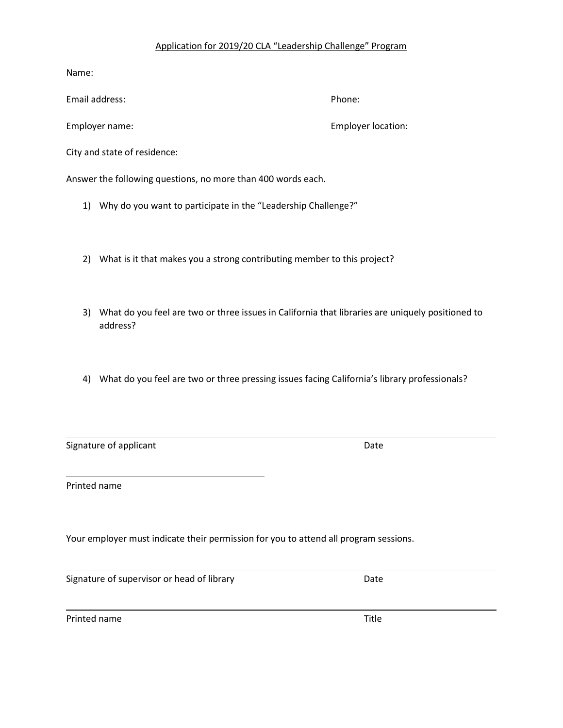Application for 2019/20 CLA "Leadership Challenge" Program

Name:

Email address: Phone:

Employer name: Employer location:

City and state of residence:

Answer the following questions, no more than 400 words each.

1) Why do you want to participate in the "Leadership Challenge?"

2) What is it that makes you a strong contributing member to this project?

3) What do you feel are two or three issues in California that libraries are uniquely positioned to address?

4) What do you feel are two or three pressing issues facing California's library professionals?

Signature of applicant Date

Printed name

Your employer must indicate their permission for you to attend all program sessions.

Signature of supervisor or head of library Date

Printed name Title